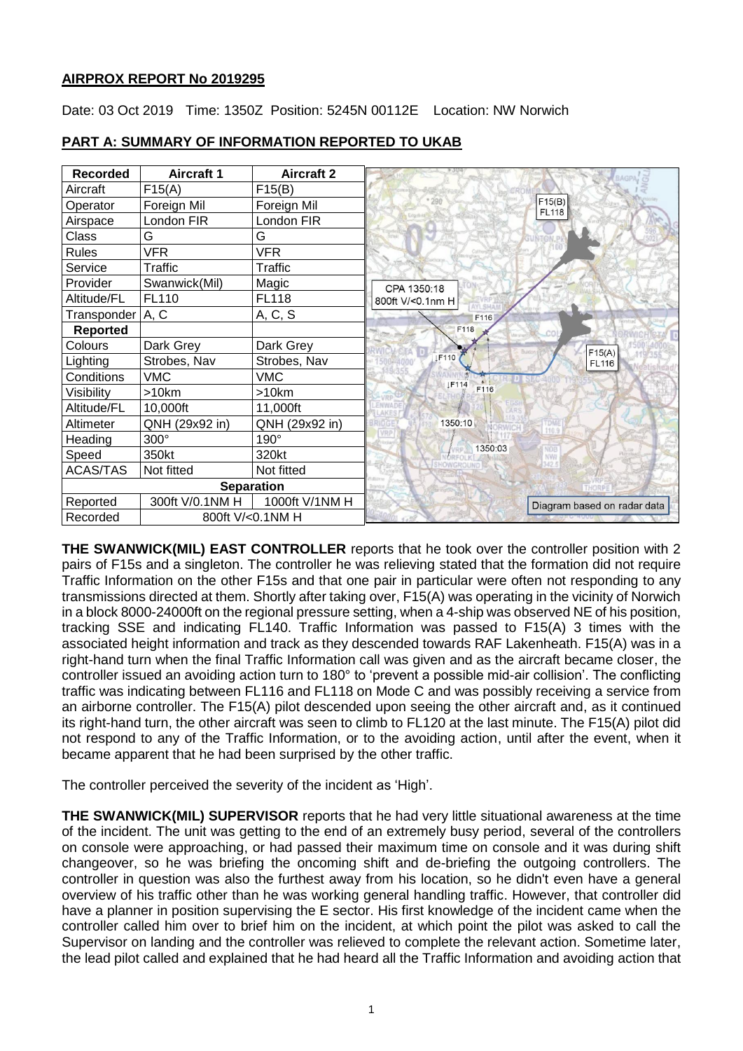# AIRPROX REPORT No 2019295

Date: 03 Oct 2019 Time: 1350Z Position: 5245N 00112E Location: NW Norwich

## PART A: SUMMARY OF INFORMATION REPORTED TO UKAB

| Recorded | Aircraft 1 | Aircraft 2 |
|---|---|---|
| Aircraft | F15(A) | F15(B) |
| Operator | Foreign Mil | Foreign Mil |
| Airspace | London FIR | London FIR |
| Class | G | G |
| Rules | VFR | VFR |
| Service | Traffic | Traffic |
| Provider | Swanwick(Mil) | Magic |
| Altitude/FL | FL110 | FL118 |
| Transponder | A, C | A, C, S |
| **Reported** | | |
| Colours | Dark Grey | Dark Grey |
| Lighting | Strobes, Nav | Strobes, Nav |
| Conditions | VMC | VMC |
| Visibility | >10km | >10km |
| Altitude/FL | 10,000ft | 11,000ft |
| Altimeter | QNH (29x92 in) | QNH (29x92 in) |
| Heading | 300° | 190° |
| Speed | 350kt | 320kt |
| ACAS/TAS | Not fitted | Not fitted |
| **Separation** | | |
| Reported | 300ft V/0.1NM H | 1000ft V/1NM H |
| Recorded | 800ft V/<0.1NM H | |

Diagram based on radar data (CPA 1350:18, 800ft V/<0.1nm H)

**THE SWANWICK(MIL) EAST CONTROLLER** reports that he took over the controller position with 2 pairs of F15s and a singleton. The controller he was relieving stated that the formation did not require Traffic Information on the other F15s and that one pair in particular were often not responding to any transmissions directed at them. Shortly after taking over, F15(A) was operating in the vicinity of Norwich in a block 8000-24000ft on the regional pressure setting, when a 4-ship was observed NE of his position, tracking SSE and indicating FL140. Traffic Information was passed to F15(A) 3 times with the associated height information and track as they descended towards RAF Lakenheath. F15(A) was in a right-hand turn when the final Traffic Information call was given and as the aircraft became closer, the controller issued an avoiding action turn to 180° to 'prevent a possible mid-air collision'. The conflicting traffic was indicating between FL116 and FL118 on Mode C and was possibly receiving a service from an airborne controller. The F15(A) pilot descended upon seeing the other aircraft and, as it continued its right-hand turn, the other aircraft was seen to climb to FL120 at the last minute. The F15(A) pilot did not respond to any of the Traffic Information, or to the avoiding action, until after the event, when it became apparent that he had been surprised by the other traffic.

The controller perceived the severity of the incident as 'High'.

**THE SWANWICK(MIL) SUPERVISOR** reports that he had very little situational awareness at the time of the incident. The unit was getting to the end of an extremely busy period, several of the controllers on console were approaching, or had passed their maximum time on console and it was during shift changeover, so he was briefing the oncoming shift and de-briefing the outgoing controllers. The controller in question was also the furthest away from his location, so he didn't even have a general overview of his traffic other than he was working general handling traffic. However, that controller did have a planner in position supervising the E sector. His first knowledge of the incident came when the controller called him over to brief him on the incident, at which point the pilot was asked to call the Supervisor on landing and the controller was relieved to complete the relevant action. Sometime later, the lead pilot called and explained that he had heard all the Traffic Information and avoiding action that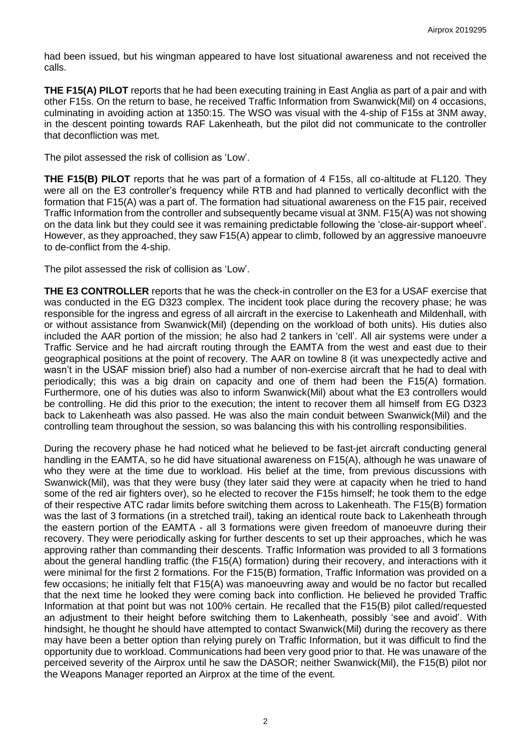had been issued, but his wingman appeared to have lost situational awareness and not received the calls.

**THE F15(A) PILOT** reports that he had been executing training in East Anglia as part of a pair and with other F15s. On the return to base, he received Traffic Information from Swanwick(Mil) on 4 occasions, culminating in avoiding action at 1350:15. The WSO was visual with the 4-ship of F15s at 3NM away, in the descent pointing towards RAF Lakenheath, but the pilot did not communicate to the controller that deconfliction was met.

The pilot assessed the risk of collision as 'Low'.

**THE F15(B) PILOT** reports that he was part of a formation of 4 F15s, all co-altitude at FL120. They were all on the E3 controller's frequency while RTB and had planned to vertically deconflict with the formation that F15(A) was a part of. The formation had situational awareness on the F15 pair, received Traffic Information from the controller and subsequently became visual at 3NM. F15(A) was not showing on the data link but they could see it was remaining predictable following the 'close-air-support wheel'. However, as they approached, they saw F15(A) appear to climb, followed by an aggressive manoeuvre to de-conflict from the 4-ship.

The pilot assessed the risk of collision as 'Low'.

**THE E3 CONTROLLER** reports that he was the check-in controller on the E3 for a USAF exercise that was conducted in the EG D323 complex. The incident took place during the recovery phase; he was responsible for the ingress and egress of all aircraft in the exercise to Lakenheath and Mildenhall, with or without assistance from Swanwick(Mil) (depending on the workload of both units). His duties also included the AAR portion of the mission; he also had 2 tankers in 'cell'. All air systems were under a Traffic Service and he had aircraft routing through the EAMTA from the west and east due to their geographical positions at the point of recovery. The AAR on towline 8 (it was unexpectedly active and wasn't in the USAF mission brief) also had a number of non-exercise aircraft that he had to deal with periodically; this was a big drain on capacity and one of them had been the F15(A) formation. Furthermore, one of his duties was also to inform Swanwick(Mil) about what the E3 controllers would be controlling. He did this prior to the execution; the intent to recover them all himself from EG D323 back to Lakenheath was also passed. He was also the main conduit between Swanwick(Mil) and the controlling team throughout the session, so was balancing this with his controlling responsibilities.

During the recovery phase he had noticed what he believed to be fast-jet aircraft conducting general handling in the EAMTA, so he did have situational awareness on F15(A), although he was unaware of who they were at the time due to workload. His belief at the time, from previous discussions with Swanwick(Mil), was that they were busy (they later said they were at capacity when he tried to hand some of the red air fighters over), so he elected to recover the F15s himself; he took them to the edge of their respective ATC radar limits before switching them across to Lakenheath. The F15(B) formation was the last of 3 formations (in a stretched trail), taking an identical route back to Lakenheath through the eastern portion of the EAMTA - all 3 formations were given freedom of manoeuvre during their recovery. They were periodically asking for further descents to set up their approaches, which he was approving rather than commanding their descents. Traffic Information was provided to all 3 formations about the general handling traffic (the F15(A) formation) during their recovery, and interactions with it were minimal for the first 2 formations. For the F15(B) formation, Traffic Information was provided on a few occasions; he initially felt that F15(A) was manoeuvring away and would be no factor but recalled that the next time he looked they were coming back into confliction. He believed he provided Traffic Information at that point but was not 100% certain. He recalled that the F15(B) pilot called/requested an adjustment to their height before switching them to Lakenheath, possibly 'see and avoid'. With hindsight, he thought he should have attempted to contact Swanwick(Mil) during the recovery as there may have been a better option than relying purely on Traffic Information, but it was difficult to find the opportunity due to workload. Communications had been very good prior to that. He was unaware of the perceived severity of the Airprox until he saw the DASOR; neither Swanwick(Mil), the F15(B) pilot nor the Weapons Manager reported an Airprox at the time of the event.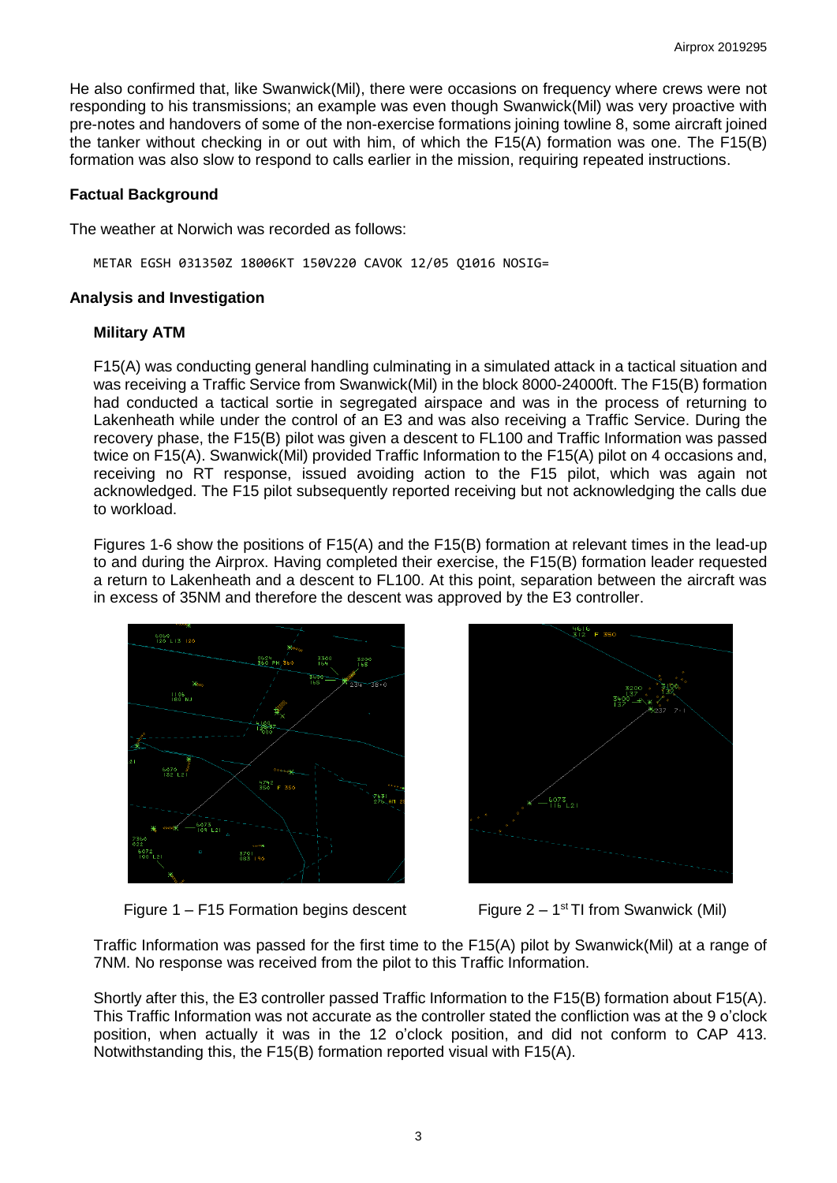He also confirmed that, like Swanwick(Mil), there were occasions on frequency where crews were not responding to his transmissions; an example was even though Swanwick(Mil) was very proactive with pre-notes and handovers of some of the non-exercise formations joining towline 8, some aircraft joined the tanker without checking in or out with him, of which the F15(A) formation was one. The F15(B) formation was also slow to respond to calls earlier in the mission, requiring repeated instructions.

## Factual Background

The weather at Norwich was recorded as follows:

```
METAR EGSH 031350Z 18006KT 150V220 CAVOK 12/05 Q1016 NOSIG=
```

## Analysis and Investigation

### Military ATM

F15(A) was conducting general handling culminating in a simulated attack in a tactical situation and was receiving a Traffic Service from Swanwick(Mil) in the block 8000-24000ft. The F15(B) formation had conducted a tactical sortie in segregated airspace and was in the process of returning to Lakenheath while under the control of an E3 and was also receiving a Traffic Service. During the recovery phase, the F15(B) pilot was given a descent to FL100 and Traffic Information was passed twice on F15(A). Swanwick(Mil) provided Traffic Information to the F15(A) pilot on 4 occasions and, receiving no RT response, issued avoiding action to the F15 pilot, which was again not acknowledged. The F15 pilot subsequently reported receiving but not acknowledging the calls due to workload.

Figures 1-6 show the positions of F15(A) and the F15(B) formation at relevant times in the lead-up to and during the Airprox. Having completed their exercise, the F15(B) formation leader requested a return to Lakenheath and a descent to FL100. At this point, separation between the aircraft was in excess of 35NM and therefore the descent was approved by the E3 controller.

Figure 1 – F15 Formation begins descent

Figure 2 – 1st TI from Swanwick (Mil)

Traffic Information was passed for the first time to the F15(A) pilot by Swanwick(Mil) at a range of 7NM. No response was received from the pilot to this Traffic Information.

Shortly after this, the E3 controller passed Traffic Information to the F15(B) formation about F15(A). This Traffic Information was not accurate as the controller stated the confliction was at the 9 o'clock position, when actually it was in the 12 o'clock position, and did not conform to CAP 413. Notwithstanding this, the F15(B) formation reported visual with F15(A).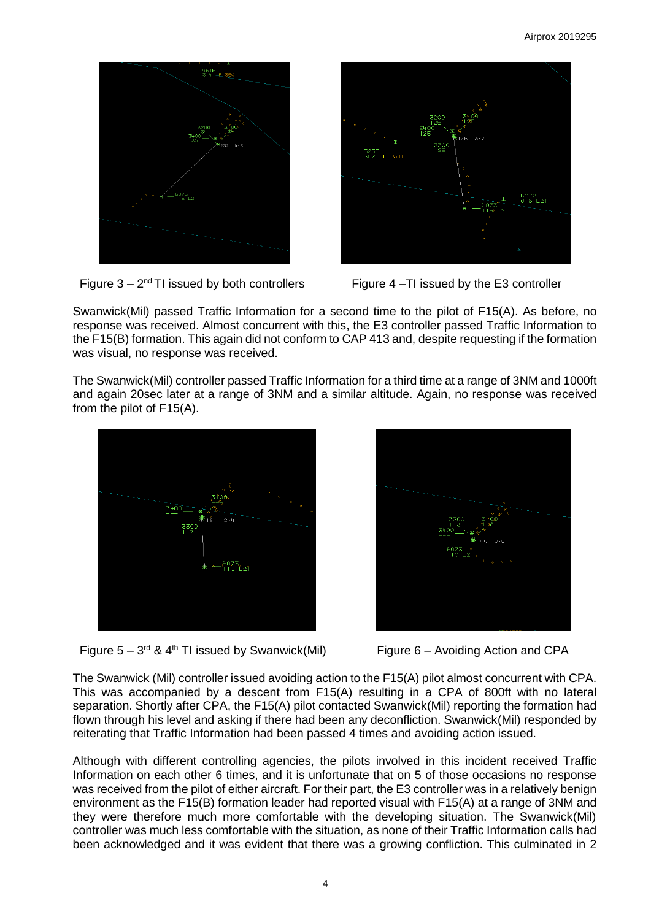Figure 3 – 2nd TI issued by both controllers

Figure 4 –TI issued by the E3 controller

Swanwick(Mil) passed Traffic Information for a second time to the pilot of F15(A). As before, no response was received. Almost concurrent with this, the E3 controller passed Traffic Information to the F15(B) formation. This again did not conform to CAP 413 and, despite requesting if the formation was visual, no response was received.

The Swanwick(Mil) controller passed Traffic Information for a third time at a range of 3NM and 1000ft and again 20sec later at a range of 3NM and a similar altitude. Again, no response was received from the pilot of F15(A).

Figure 5 – 3rd & 4th TI issued by Swanwick(Mil)

Figure 6 – Avoiding Action and CPA

The Swanwick (Mil) controller issued avoiding action to the F15(A) pilot almost concurrent with CPA. This was accompanied by a descent from F15(A) resulting in a CPA of 800ft with no lateral separation. Shortly after CPA, the F15(A) pilot contacted Swanwick(Mil) reporting the formation had flown through his level and asking if there had been any deconfliction. Swanwick(Mil) responded by reiterating that Traffic Information had been passed 4 times and avoiding action issued.

Although with different controlling agencies, the pilots involved in this incident received Traffic Information on each other 6 times, and it is unfortunate that on 5 of those occasions no response was received from the pilot of either aircraft. For their part, the E3 controller was in a relatively benign environment as the F15(B) formation leader had reported visual with F15(A) at a range of 3NM and they were therefore much more comfortable with the developing situation. The Swanwick(Mil) controller was much less comfortable with the situation, as none of their Traffic Information calls had been acknowledged and it was evident that there was a growing confliction. This culminated in 2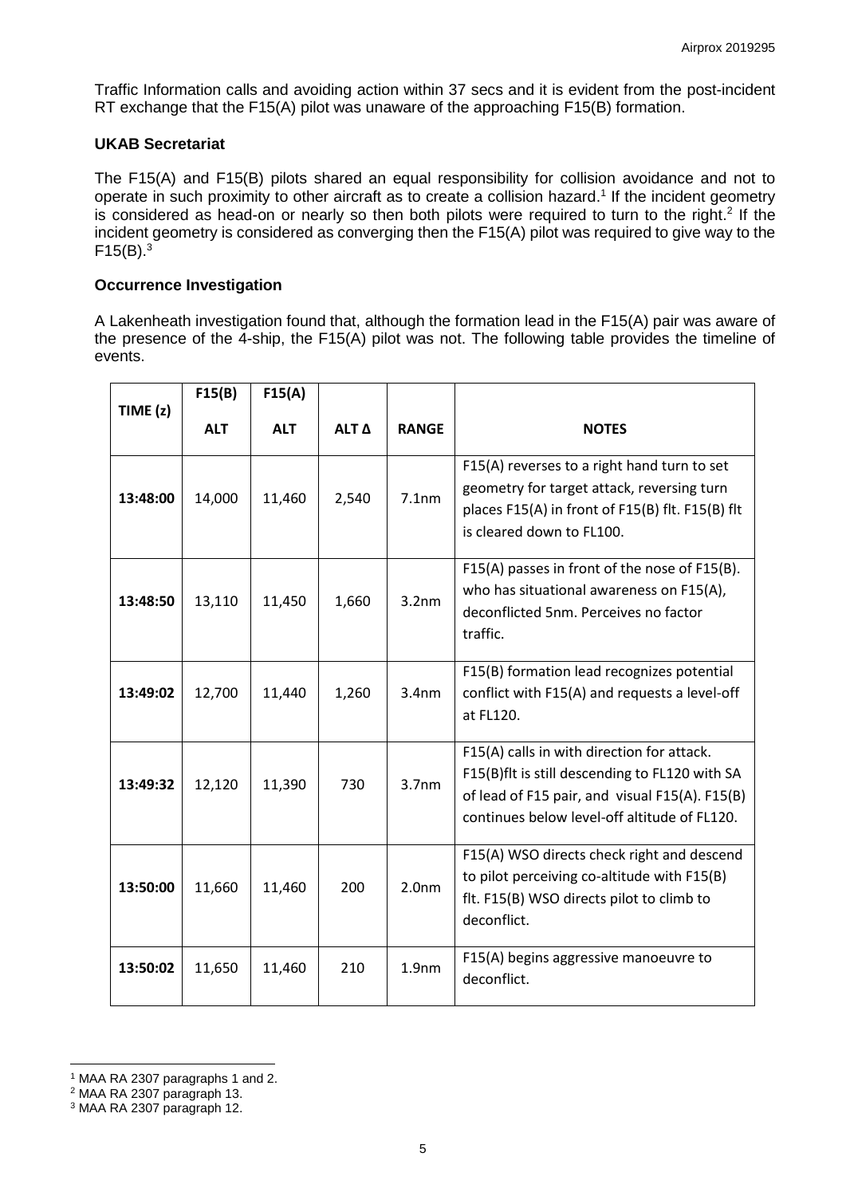Traffic Information calls and avoiding action within 37 secs and it is evident from the post-incident RT exchange that the F15(A) pilot was unaware of the approaching F15(B) formation.

### UKAB Secretariat

The F15(A) and F15(B) pilots shared an equal responsibility for collision avoidance and not to operate in such proximity to other aircraft as to create a collision hazard.[1] If the incident geometry is considered as head-on or nearly so then both pilots were required to turn to the right.[2] If the incident geometry is considered as converging then the F15(A) pilot was required to give way to the F15(B).[3]

### Occurrence Investigation

A Lakenheath investigation found that, although the formation lead in the F15(A) pair was aware of the presence of the 4-ship, the F15(A) pilot was not. The following table provides the timeline of events.

| TIME (z) | F15(B) ALT | F15(A) ALT | ALT Δ | RANGE | NOTES |
|---|---|---|---|---|---|
| 13:48:00 | 14,000 | 11,460 | 2,540 | 7.1nm | F15(A) reverses to a right hand turn to set geometry for target attack, reversing turn places F15(A) in front of F15(B) flt. F15(B) flt is cleared down to FL100. |
| 13:48:50 | 13,110 | 11,450 | 1,660 | 3.2nm | F15(A) passes in front of the nose of F15(B). who has situational awareness on F15(A), deconflicted 5nm. Perceives no factor traffic. |
| 13:49:02 | 12,700 | 11,440 | 1,260 | 3.4nm | F15(B) formation lead recognizes potential conflict with F15(A) and requests a level-off at FL120. |
| 13:49:32 | 12,120 | 11,390 | 730 | 3.7nm | F15(A) calls in with direction for attack. F15(B)flt is still descending to FL120 with SA of lead of F15 pair, and visual F15(A). F15(B) continues below level-off altitude of FL120. |
| 13:50:00 | 11,660 | 11,460 | 200 | 2.0nm | F15(A) WSO directs check right and descend to pilot perceiving co-altitude with F15(B) flt. F15(B) WSO directs pilot to climb to deconflict. |
| 13:50:02 | 11,650 | 11,460 | 210 | 1.9nm | F15(A) begins aggressive manoeuvre to deconflict. |

---

[1] MAA RA 2307 paragraphs 1 and 2.
[2] MAA RA 2307 paragraph 13.
[3] MAA RA 2307 paragraph 12.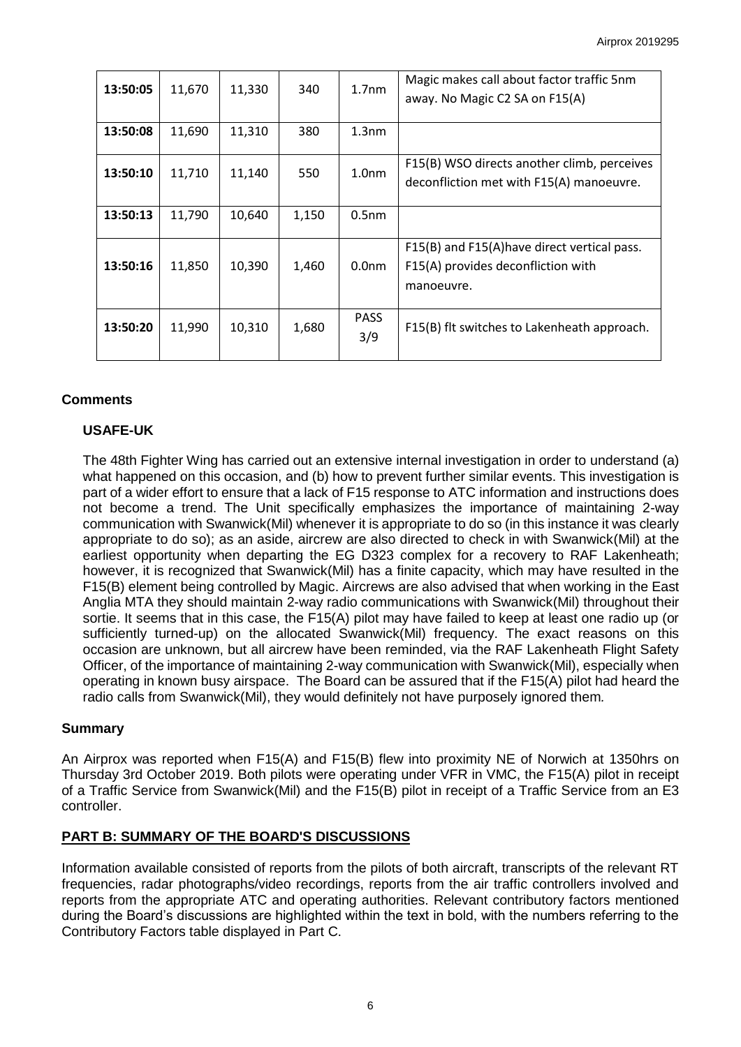| 13:50:05 | 11,670 | 11,330 | 340 | 1.7nm | Magic makes call about factor traffic 5nm away. No Magic C2 SA on F15(A) |
|---|---|---|---|---|---|
| 13:50:08 | 11,690 | 11,310 | 380 | 1.3nm | |
| 13:50:10 | 11,710 | 11,140 | 550 | 1.0nm | F15(B) WSO directs another climb, perceives deconfliction met with F15(A) manoeuvre. |
| 13:50:13 | 11,790 | 10,640 | 1,150 | 0.5nm | |
| 13:50:16 | 11,850 | 10,390 | 1,460 | 0.0nm | F15(B) and F15(A)have direct vertical pass. F15(A) provides deconfliction with manoeuvre. |
| 13:50:20 | 11,990 | 10,310 | 1,680 | PASS 3/9 | F15(B) flt switches to Lakenheath approach. |

## Comments

### USAFE-UK

The 48th Fighter Wing has carried out an extensive internal investigation in order to understand (a) what happened on this occasion, and (b) how to prevent further similar events. This investigation is part of a wider effort to ensure that a lack of F15 response to ATC information and instructions does not become a trend. The Unit specifically emphasizes the importance of maintaining 2-way communication with Swanwick(Mil) whenever it is appropriate to do so (in this instance it was clearly appropriate to do so); as an aside, aircrew are also directed to check in with Swanwick(Mil) at the earliest opportunity when departing the EG D323 complex for a recovery to RAF Lakenheath; however, it is recognized that Swanwick(Mil) has a finite capacity, which may have resulted in the F15(B) element being controlled by Magic. Aircrews are also advised that when working in the East Anglia MTA they should maintain 2-way radio communications with Swanwick(Mil) throughout their sortie. It seems that in this case, the F15(A) pilot may have failed to keep at least one radio up (or sufficiently turned-up) on the allocated Swanwick(Mil) frequency. The exact reasons on this occasion are unknown, but all aircrew have been reminded, via the RAF Lakenheath Flight Safety Officer, of the importance of maintaining 2-way communication with Swanwick(Mil), especially when operating in known busy airspace. The Board can be assured that if the F15(A) pilot had heard the radio calls from Swanwick(Mil), they would definitely not have purposely ignored them.

## Summary

An Airprox was reported when F15(A) and F15(B) flew into proximity NE of Norwich at 1350hrs on Thursday 3rd October 2019. Both pilots were operating under VFR in VMC, the F15(A) pilot in receipt of a Traffic Service from Swanwick(Mil) and the F15(B) pilot in receipt of a Traffic Service from an E3 controller.

## PART B: SUMMARY OF THE BOARD'S DISCUSSIONS

Information available consisted of reports from the pilots of both aircraft, transcripts of the relevant RT frequencies, radar photographs/video recordings, reports from the air traffic controllers involved and reports from the appropriate ATC and operating authorities. Relevant contributory factors mentioned during the Board's discussions are highlighted within the text in bold, with the numbers referring to the Contributory Factors table displayed in Part C.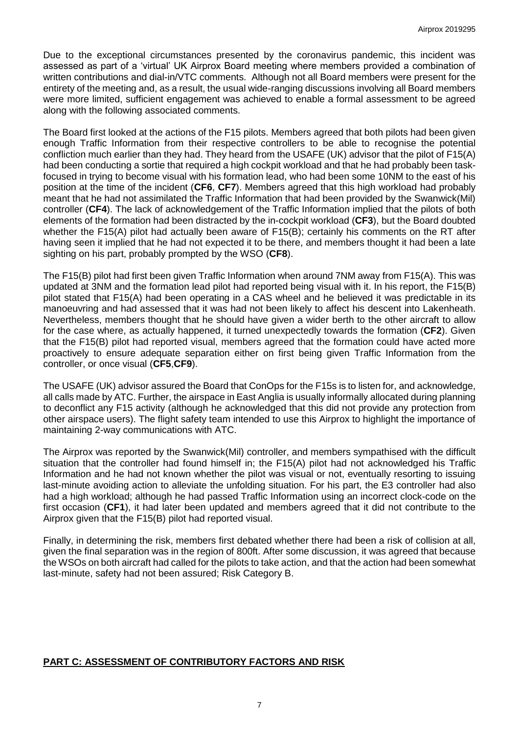Due to the exceptional circumstances presented by the coronavirus pandemic, this incident was assessed as part of a 'virtual' UK Airprox Board meeting where members provided a combination of written contributions and dial-in/VTC comments. Although not all Board members were present for the entirety of the meeting and, as a result, the usual wide-ranging discussions involving all Board members were more limited, sufficient engagement was achieved to enable a formal assessment to be agreed along with the following associated comments.

The Board first looked at the actions of the F15 pilots. Members agreed that both pilots had been given enough Traffic Information from their respective controllers to be able to recognise the potential confliction much earlier than they had. They heard from the USAFE (UK) advisor that the pilot of F15(A) had been conducting a sortie that required a high cockpit workload and that he had probably been task-focused in trying to become visual with his formation lead, who had been some 10NM to the east of his position at the time of the incident (**CF6**, **CF7**). Members agreed that this high workload had probably meant that he had not assimilated the Traffic Information that had been provided by the Swanwick(Mil) controller (**CF4**). The lack of acknowledgement of the Traffic Information implied that the pilots of both elements of the formation had been distracted by the in-cockpit workload (**CF3**), but the Board doubted whether the F15(A) pilot had actually been aware of F15(B); certainly his comments on the RT after having seen it implied that he had not expected it to be there, and members thought it had been a late sighting on his part, probably prompted by the WSO (**CF8**).

The F15(B) pilot had first been given Traffic Information when around 7NM away from F15(A). This was updated at 3NM and the formation lead pilot had reported being visual with it. In his report, the F15(B) pilot stated that F15(A) had been operating in a CAS wheel and he believed it was predictable in its manoeuvring and had assessed that it was had not been likely to affect his descent into Lakenheath. Nevertheless, members thought that he should have given a wider berth to the other aircraft to allow for the case where, as actually happened, it turned unexpectedly towards the formation (**CF2**). Given that the F15(B) pilot had reported visual, members agreed that the formation could have acted more proactively to ensure adequate separation either on first being given Traffic Information from the controller, or once visual (**CF5**,**CF9**).

The USAFE (UK) advisor assured the Board that ConOps for the F15s is to listen for, and acknowledge, all calls made by ATC. Further, the airspace in East Anglia is usually informally allocated during planning to deconflict any F15 activity (although he acknowledged that this did not provide any protection from other airspace users). The flight safety team intended to use this Airprox to highlight the importance of maintaining 2-way communications with ATC.

The Airprox was reported by the Swanwick(Mil) controller, and members sympathised with the difficult situation that the controller had found himself in; the F15(A) pilot had not acknowledged his Traffic Information and he had not known whether the pilot was visual or not, eventually resorting to issuing last-minute avoiding action to alleviate the unfolding situation. For his part, the E3 controller had also had a high workload; although he had passed Traffic Information using an incorrect clock-code on the first occasion (**CF1**), it had later been updated and members agreed that it did not contribute to the Airprox given that the F15(B) pilot had reported visual.

Finally, in determining the risk, members first debated whether there had been a risk of collision at all, given the final separation was in the region of 800ft. After some discussion, it was agreed that because the WSOs on both aircraft had called for the pilots to take action, and that the action had been somewhat last-minute, safety had not been assured; Risk Category B.

## PART C: ASSESSMENT OF CONTRIBUTORY FACTORS AND RISK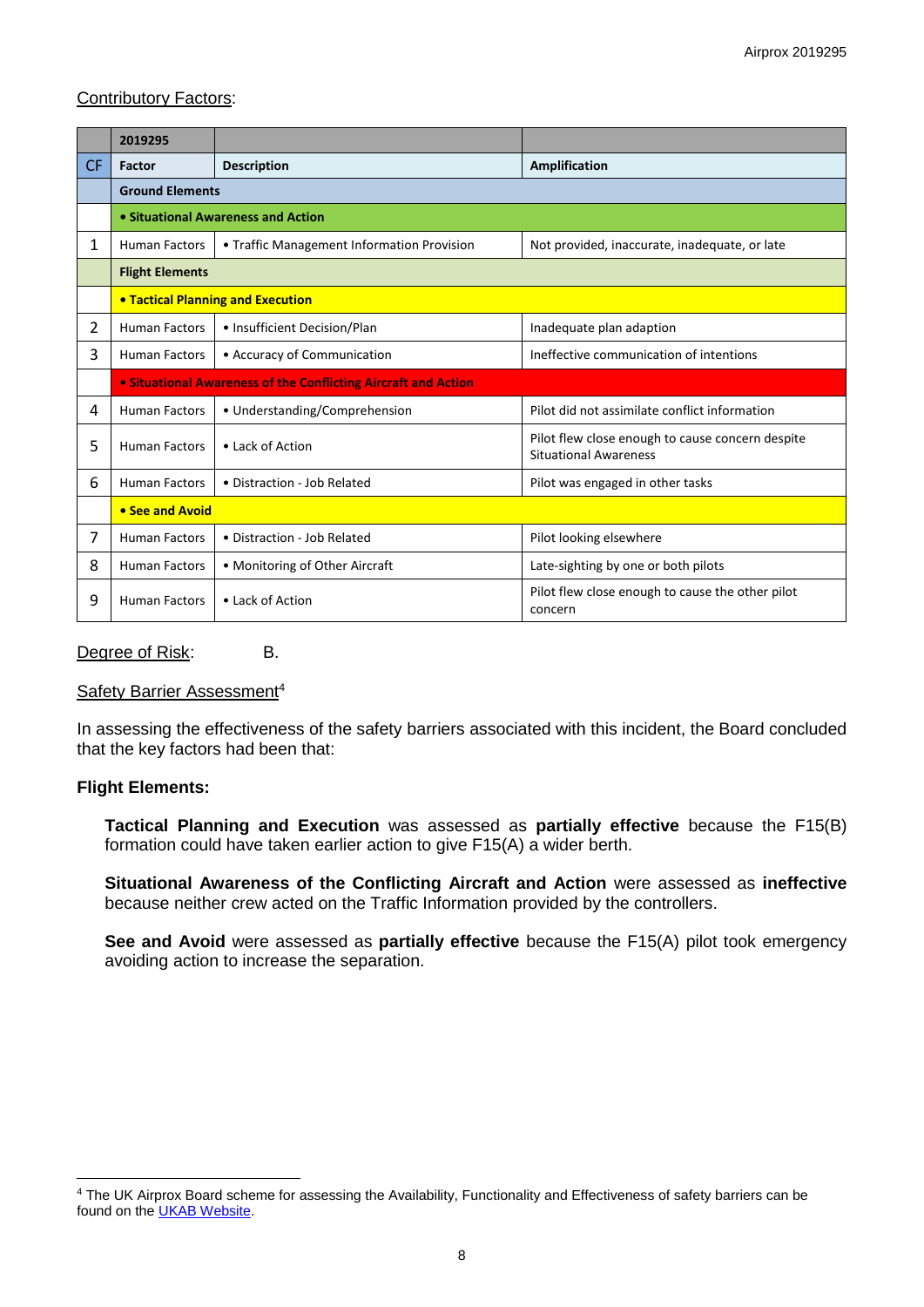Contributory Factors:

| | 2019295 | | |
|---|---|---|---|
| CF | Factor | Description | Amplification |
| | **Ground Elements** | | |
| | **• Situational Awareness and Action** | | |
| 1 | Human Factors | • Traffic Management Information Provision | Not provided, inaccurate, inadequate, or late |
| | **Flight Elements** | | |
| | **• Tactical Planning and Execution** | | |
| 2 | Human Factors | • Insufficient Decision/Plan | Inadequate plan adaption |
| 3 | Human Factors | • Accuracy of Communication | Ineffective communication of intentions |
| | **• Situational Awareness of the Conflicting Aircraft and Action** | | |
| 4 | Human Factors | • Understanding/Comprehension | Pilot did not assimilate conflict information |
| 5 | Human Factors | • Lack of Action | Pilot flew close enough to cause concern despite Situational Awareness |
| 6 | Human Factors | • Distraction - Job Related | Pilot was engaged in other tasks |
| | **• See and Avoid** | | |
| 7 | Human Factors | • Distraction - Job Related | Pilot looking elsewhere |
| 8 | Human Factors | • Monitoring of Other Aircraft | Late-sighting by one or both pilots |
| 9 | Human Factors | • Lack of Action | Pilot flew close enough to cause the other pilot concern |

Degree of Risk: B.

Safety Barrier Assessment[4]

In assessing the effectiveness of the safety barriers associated with this incident, the Board concluded that the key factors had been that:

**Flight Elements:**

**Tactical Planning and Execution** was assessed as **partially effective** because the F15(B) formation could have taken earlier action to give F15(A) a wider berth.

**Situational Awareness of the Conflicting Aircraft and Action** were assessed as **ineffective** because neither crew acted on the Traffic Information provided by the controllers.

**See and Avoid** were assessed as **partially effective** because the F15(A) pilot took emergency avoiding action to increase the separation.

[4] The UK Airprox Board scheme for assessing the Availability, Functionality and Effectiveness of safety barriers can be found on the UKAB Website.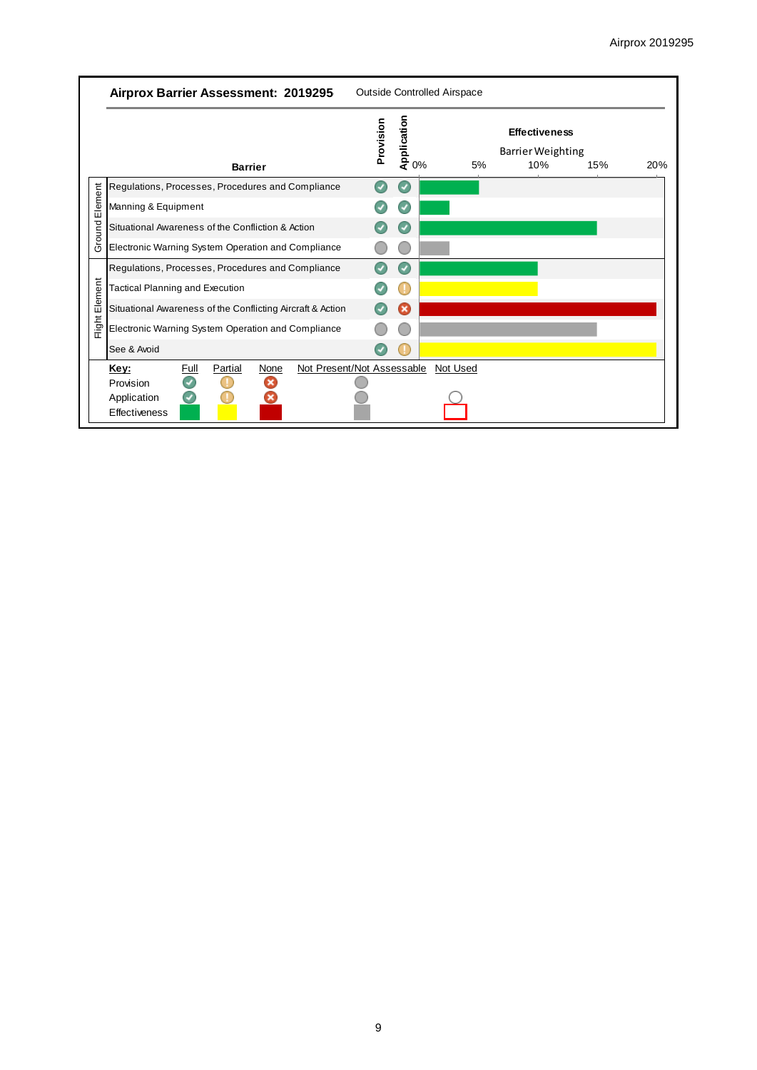**Airprox Barrier Assessment: 2019295** Outside Controlled Airspace

| | Barrier | Provision | Application | Effectiveness |
|---|---|---|---|---|
| Ground Element | Regulations, Processes, Procedures and Compliance | Full | Full | |
| | Manning & Equipment | Full | Full | |
| | Situational Awareness of the Confliction & Action | Full | Full | |
| | Electronic Warning System Operation and Compliance | Not Present/Not Assessable | Not Present/Not Assessable | |
| Flight Element | Regulations, Processes, Procedures and Compliance | Full | Full | |
| | Tactical Planning and Execution | Full | Partial | |
| | Situational Awareness of the Conflicting Aircraft & Action | Full | None | |
| | Electronic Warning System Operation and Compliance | Not Present/Not Assessable | Not Present/Not Assessable | |
| | See & Avoid | Full | Partial | |

Effectiveness

Barrier Weighting

0%

5%

10%

15%

20%

**Key:** Full, Partial, None, Not Present/Not Assessable, Not Used

Provision

Application

Effectiveness